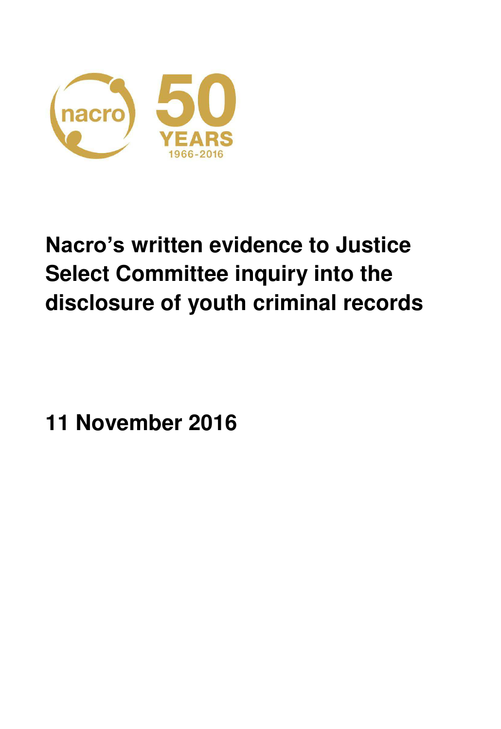nacro

50 YEARS 1966-2016

# Nacro's written evidence to Justice Select Committee inquiry into the disclosure of youth criminal records

**11 November 2016**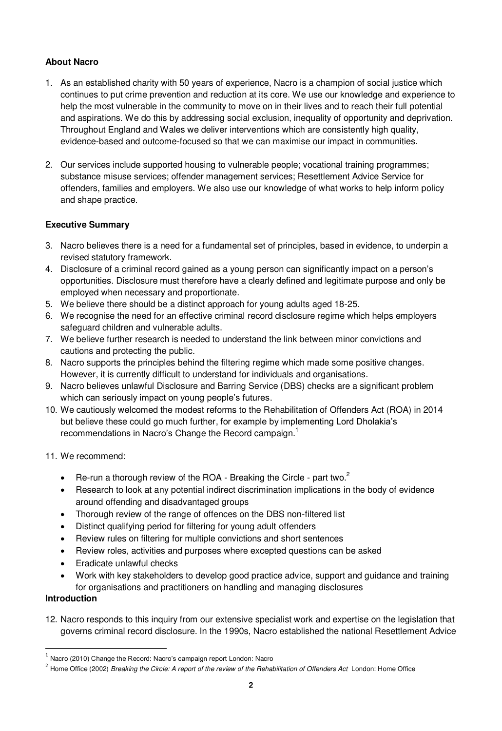**About Nacro**

1. As an established charity with 50 years of experience, Nacro is a champion of social justice which continues to put crime prevention and reduction at its core. We use our knowledge and experience to help the most vulnerable in the community to move on in their lives and to reach their full potential and aspirations. We do this by addressing social exclusion, inequality of opportunity and deprivation. Throughout England and Wales we deliver interventions which are consistently high quality, evidence-based and outcome-focused so that we can maximise our impact in communities.

2. Our services include supported housing to vulnerable people; vocational training programmes; substance misuse services; offender management services; Resettlement Advice Service for offenders, families and employers. We also use our knowledge of what works to help inform policy and shape practice.

**Executive Summary**

3. Nacro believes there is a need for a fundamental set of principles, based in evidence, to underpin a revised statutory framework.
4. Disclosure of a criminal record gained as a young person can significantly impact on a person's opportunities. Disclosure must therefore have a clearly defined and legitimate purpose and only be employed when necessary and proportionate.
5. We believe there should be a distinct approach for young adults aged 18-25.
6. We recognise the need for an effective criminal record disclosure regime which helps employers safeguard children and vulnerable adults.
7. We believe further research is needed to understand the link between minor convictions and cautions and protecting the public.
8. Nacro supports the principles behind the filtering regime which made some positive changes. However, it is currently difficult to understand for individuals and organisations.
9. Nacro believes unlawful Disclosure and Barring Service (DBS) checks are a significant problem which can seriously impact on young people's futures.
10. We cautiously welcomed the modest reforms to the Rehabilitation of Offenders Act (ROA) in 2014 but believe these could go much further, for example by implementing Lord Dholakia's recommendations in Nacro's Change the Record campaign.[1]

11. We recommend:

    - Re-run a thorough review of the ROA - Breaking the Circle - part two.[2]
    - Research to look at any potential indirect discrimination implications in the body of evidence around offending and disadvantaged groups
    - Thorough review of the range of offences on the DBS non-filtered list
    - Distinct qualifying period for filtering for young adult offenders
    - Review rules on filtering for multiple convictions and short sentences
    - Review roles, activities and purposes where excepted questions can be asked
    - Eradicate unlawful checks
    - Work with key stakeholders to develop good practice advice, support and guidance and training for organisations and practitioners on handling and managing disclosures

**Introduction**

12. Nacro responds to this inquiry from our extensive specialist work and expertise on the legislation that governs criminal record disclosure. In the 1990s, Nacro established the national Resettlement Advice

---

[1] Nacro (2010) Change the Record: Nacro's campaign report London: Nacro

[2] Home Office (2002) *Breaking the Circle: A report of the review of the Rehabilitation of Offenders Act* London: Home Office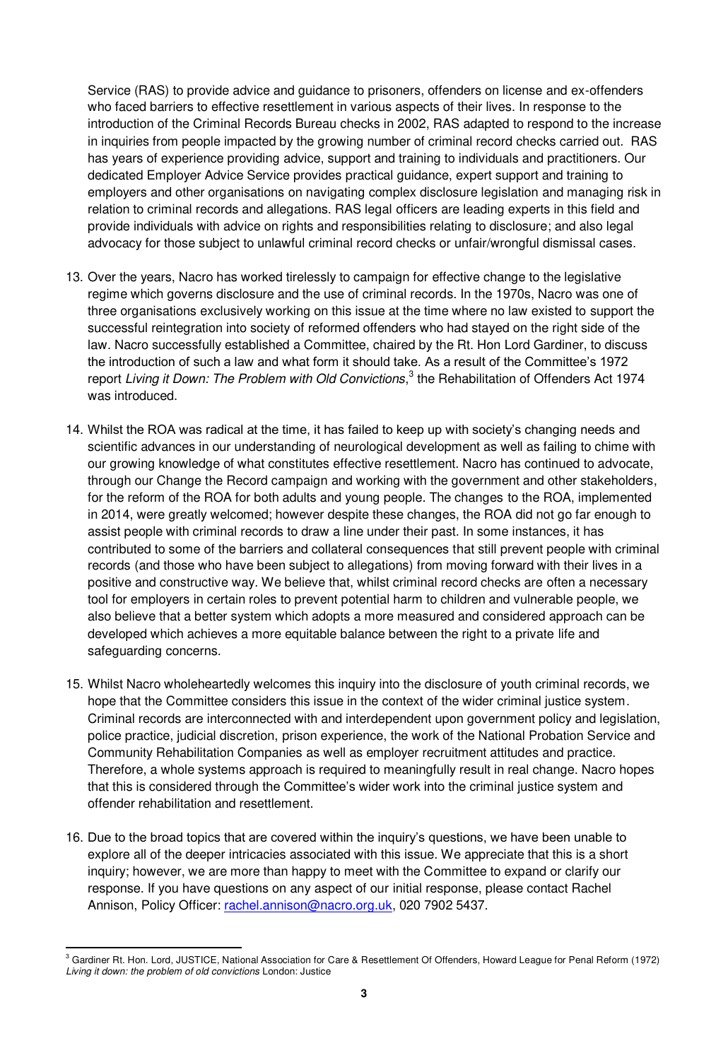Service (RAS) to provide advice and guidance to prisoners, offenders on license and ex-offenders who faced barriers to effective resettlement in various aspects of their lives. In response to the introduction of the Criminal Records Bureau checks in 2002, RAS adapted to respond to the increase in inquiries from people impacted by the growing number of criminal record checks carried out. RAS has years of experience providing advice, support and training to individuals and practitioners. Our dedicated Employer Advice Service provides practical guidance, expert support and training to employers and other organisations on navigating complex disclosure legislation and managing risk in relation to criminal records and allegations. RAS legal officers are leading experts in this field and provide individuals with advice on rights and responsibilities relating to disclosure; and also legal advocacy for those subject to unlawful criminal record checks or unfair/wrongful dismissal cases.

13. Over the years, Nacro has worked tirelessly to campaign for effective change to the legislative regime which governs disclosure and the use of criminal records. In the 1970s, Nacro was one of three organisations exclusively working on this issue at the time where no law existed to support the successful reintegration into society of reformed offenders who had stayed on the right side of the law. Nacro successfully established a Committee, chaired by the Rt. Hon Lord Gardiner, to discuss the introduction of such a law and what form it should take. As a result of the Committee's 1972 report *Living it Down: The Problem with Old Convictions*,[3] the Rehabilitation of Offenders Act 1974 was introduced.

14. Whilst the ROA was radical at the time, it has failed to keep up with society's changing needs and scientific advances in our understanding of neurological development as well as failing to chime with our growing knowledge of what constitutes effective resettlement. Nacro has continued to advocate, through our Change the Record campaign and working with the government and other stakeholders, for the reform of the ROA for both adults and young people. The changes to the ROA, implemented in 2014, were greatly welcomed; however despite these changes, the ROA did not go far enough to assist people with criminal records to draw a line under their past. In some instances, it has contributed to some of the barriers and collateral consequences that still prevent people with criminal records (and those who have been subject to allegations) from moving forward with their lives in a positive and constructive way. We believe that, whilst criminal record checks are often a necessary tool for employers in certain roles to prevent potential harm to children and vulnerable people, we also believe that a better system which adopts a more measured and considered approach can be developed which achieves a more equitable balance between the right to a private life and safeguarding concerns.

15. Whilst Nacro wholeheartedly welcomes this inquiry into the disclosure of youth criminal records, we hope that the Committee considers this issue in the context of the wider criminal justice system. Criminal records are interconnected with and interdependent upon government policy and legislation, police practice, judicial discretion, prison experience, the work of the National Probation Service and Community Rehabilitation Companies as well as employer recruitment attitudes and practice. Therefore, a whole systems approach is required to meaningfully result in real change. Nacro hopes that this is considered through the Committee's wider work into the criminal justice system and offender rehabilitation and resettlement.

16. Due to the broad topics that are covered within the inquiry's questions, we have been unable to explore all of the deeper intricacies associated with this issue. We appreciate that this is a short inquiry; however, we are more than happy to meet with the Committee to expand or clarify our response. If you have questions on any aspect of our initial response, please contact Rachel Annison, Policy Officer: rachel.annison@nacro.org.uk, 020 7902 5437.

---

[3] Gardiner Rt. Hon. Lord, JUSTICE, National Association for Care & Resettlement Of Offenders, Howard League for Penal Reform (1972) *Living it down: the problem of old convictions* London: Justice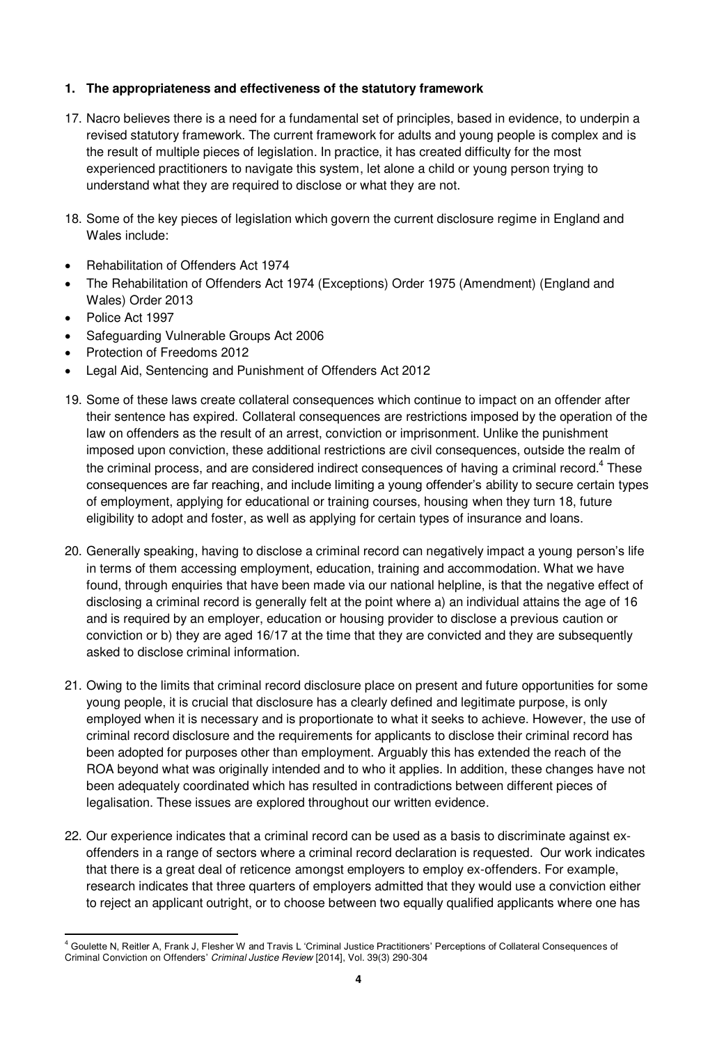**1. The appropriateness and effectiveness of the statutory framework**

17. Nacro believes there is a need for a fundamental set of principles, based in evidence, to underpin a revised statutory framework. The current framework for adults and young people is complex and is the result of multiple pieces of legislation. In practice, it has created difficulty for the most experienced practitioners to navigate this system, let alone a child or young person trying to understand what they are required to disclose or what they are not.

18. Some of the key pieces of legislation which govern the current disclosure regime in England and Wales include:

- Rehabilitation of Offenders Act 1974
- The Rehabilitation of Offenders Act 1974 (Exceptions) Order 1975 (Amendment) (England and Wales) Order 2013
- Police Act 1997
- Safeguarding Vulnerable Groups Act 2006
- Protection of Freedoms 2012
- Legal Aid, Sentencing and Punishment of Offenders Act 2012

19. Some of these laws create collateral consequences which continue to impact on an offender after their sentence has expired. Collateral consequences are restrictions imposed by the operation of the law on offenders as the result of an arrest, conviction or imprisonment. Unlike the punishment imposed upon conviction, these additional restrictions are civil consequences, outside the realm of the criminal process, and are considered indirect consequences of having a criminal record.[4] These consequences are far reaching, and include limiting a young offender's ability to secure certain types of employment, applying for educational or training courses, housing when they turn 18, future eligibility to adopt and foster, as well as applying for certain types of insurance and loans.

20. Generally speaking, having to disclose a criminal record can negatively impact a young person's life in terms of them accessing employment, education, training and accommodation. What we have found, through enquiries that have been made via our national helpline, is that the negative effect of disclosing a criminal record is generally felt at the point where a) an individual attains the age of 16 and is required by an employer, education or housing provider to disclose a previous caution or conviction or b) they are aged 16/17 at the time that they are convicted and they are subsequently asked to disclose criminal information.

21. Owing to the limits that criminal record disclosure place on present and future opportunities for some young people, it is crucial that disclosure has a clearly defined and legitimate purpose, is only employed when it is necessary and is proportionate to what it seeks to achieve. However, the use of criminal record disclosure and the requirements for applicants to disclose their criminal record has been adopted for purposes other than employment. Arguably this has extended the reach of the ROA beyond what was originally intended and to who it applies. In addition, these changes have not been adequately coordinated which has resulted in contradictions between different pieces of legalisation. These issues are explored throughout our written evidence.

22. Our experience indicates that a criminal record can be used as a basis to discriminate against ex-offenders in a range of sectors where a criminal record declaration is requested. Our work indicates that there is a great deal of reticence amongst employers to employ ex-offenders. For example, research indicates that three quarters of employers admitted that they would use a conviction either to reject an applicant outright, or to choose between two equally qualified applicants where one has

---

[4] Goulette N, Reitler A, Frank J, Flesher W and Travis L 'Criminal Justice Practitioners' Perceptions of Collateral Consequences of Criminal Conviction on Offenders' *Criminal Justice Review* [2014], Vol. 39(3) 290-304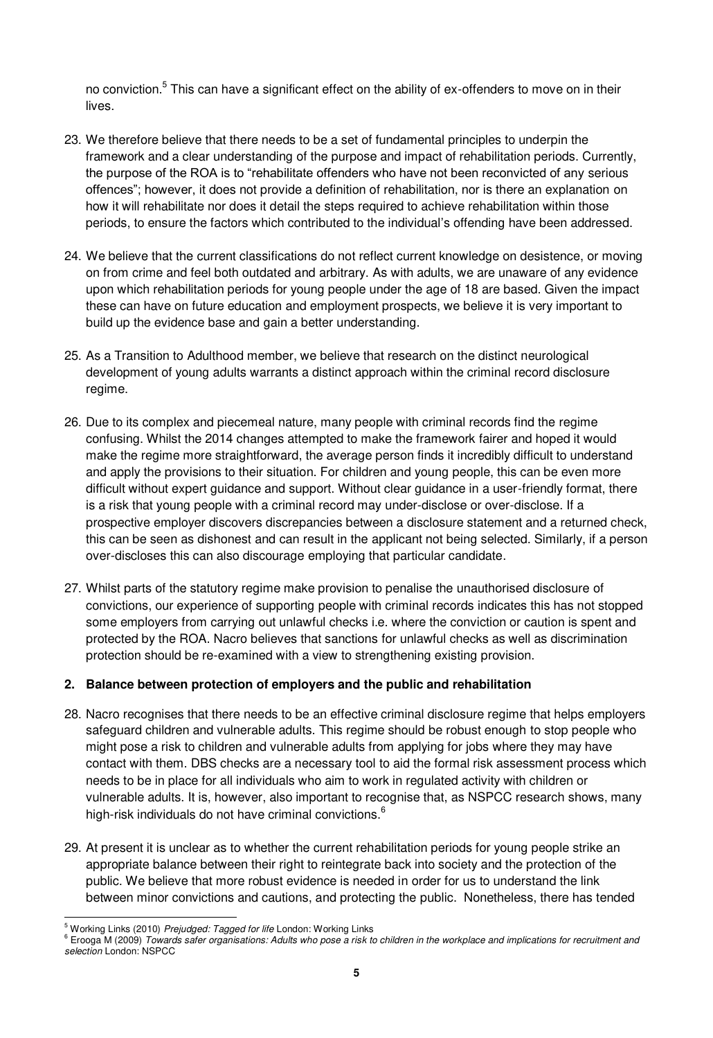no conviction.[5] This can have a significant effect on the ability of ex-offenders to move on in their lives.

23. We therefore believe that there needs to be a set of fundamental principles to underpin the framework and a clear understanding of the purpose and impact of rehabilitation periods. Currently, the purpose of the ROA is to "rehabilitate offenders who have not been reconvicted of any serious offences"; however, it does not provide a definition of rehabilitation, nor is there an explanation on how it will rehabilitate nor does it detail the steps required to achieve rehabilitation within those periods, to ensure the factors which contributed to the individual's offending have been addressed.

24. We believe that the current classifications do not reflect current knowledge on desistence, or moving on from crime and feel both outdated and arbitrary. As with adults, we are unaware of any evidence upon which rehabilitation periods for young people under the age of 18 are based. Given the impact these can have on future education and employment prospects, we believe it is very important to build up the evidence base and gain a better understanding.

25. As a Transition to Adulthood member, we believe that research on the distinct neurological development of young adults warrants a distinct approach within the criminal record disclosure regime.

26. Due to its complex and piecemeal nature, many people with criminal records find the regime confusing. Whilst the 2014 changes attempted to make the framework fairer and hoped it would make the regime more straightforward, the average person finds it incredibly difficult to understand and apply the provisions to their situation. For children and young people, this can be even more difficult without expert guidance and support. Without clear guidance in a user-friendly format, there is a risk that young people with a criminal record may under-disclose or over-disclose. If a prospective employer discovers discrepancies between a disclosure statement and a returned check, this can be seen as dishonest and can result in the applicant not being selected. Similarly, if a person over-discloses this can also discourage employing that particular candidate.

27. Whilst parts of the statutory regime make provision to penalise the unauthorised disclosure of convictions, our experience of supporting people with criminal records indicates this has not stopped some employers from carrying out unlawful checks i.e. where the conviction or caution is spent and protected by the ROA. Nacro believes that sanctions for unlawful checks as well as discrimination protection should be re-examined with a view to strengthening existing provision.

**2. Balance between protection of employers and the public and rehabilitation**

28. Nacro recognises that there needs to be an effective criminal disclosure regime that helps employers safeguard children and vulnerable adults. This regime should be robust enough to stop people who might pose a risk to children and vulnerable adults from applying for jobs where they may have contact with them. DBS checks are a necessary tool to aid the formal risk assessment process which needs to be in place for all individuals who aim to work in regulated activity with children or vulnerable adults. It is, however, also important to recognise that, as NSPCC research shows, many high-risk individuals do not have criminal convictions.[6]

29. At present it is unclear as to whether the current rehabilitation periods for young people strike an appropriate balance between their right to reintegrate back into society and the protection of the public. We believe that more robust evidence is needed in order for us to understand the link between minor convictions and cautions, and protecting the public. Nonetheless, there has tended

---

[5] Working Links (2010) *Prejudged: Tagged for life* London: Working Links

[6] Erooga M (2009) *Towards safer organisations: Adults who pose a risk to children in the workplace and implications for recruitment and selection* London: NSPCC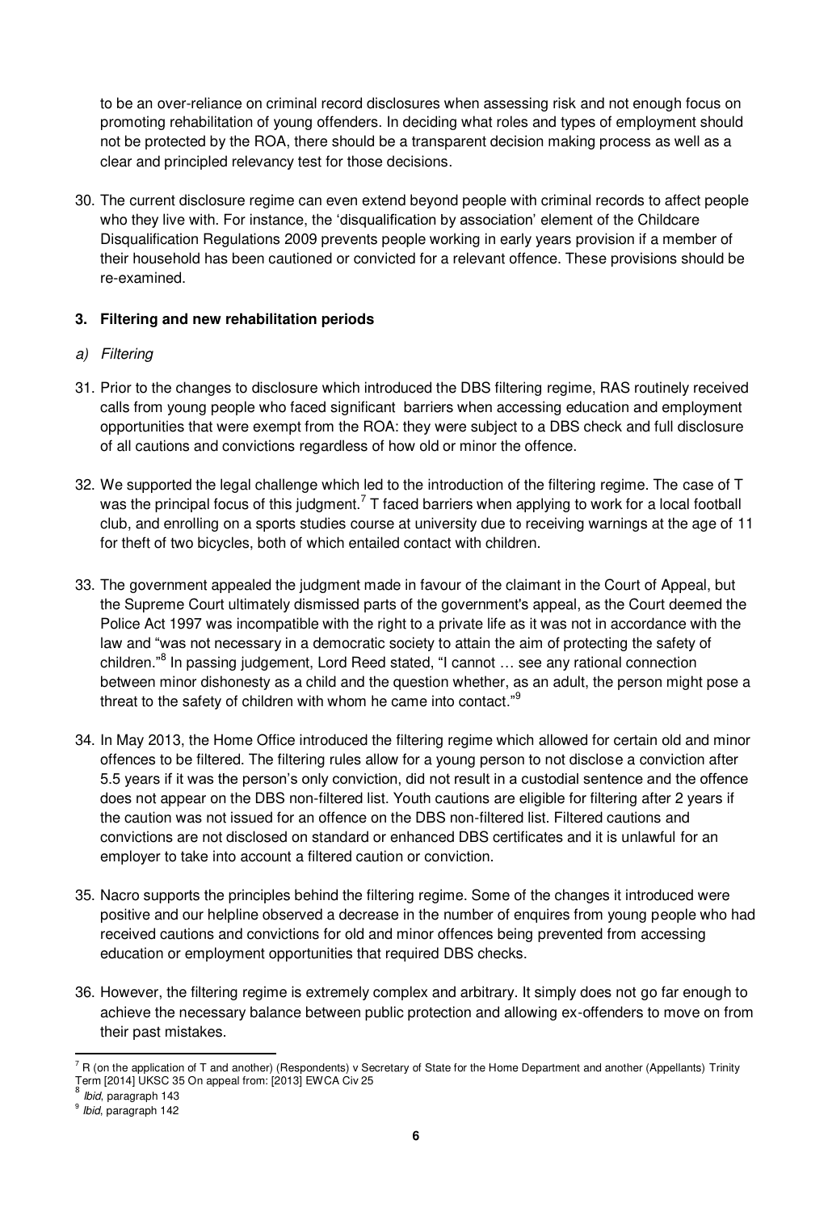to be an over-reliance on criminal record disclosures when assessing risk and not enough focus on promoting rehabilitation of young offenders. In deciding what roles and types of employment should not be protected by the ROA, there should be a transparent decision making process as well as a clear and principled relevancy test for those decisions.

30. The current disclosure regime can even extend beyond people with criminal records to affect people who they live with. For instance, the 'disqualification by association' element of the Childcare Disqualification Regulations 2009 prevents people working in early years provision if a member of their household has been cautioned or convicted for a relevant offence. These provisions should be re-examined.

### 3. Filtering and new rehabilitation periods

*a) Filtering*

31. Prior to the changes to disclosure which introduced the DBS filtering regime, RAS routinely received calls from young people who faced significant barriers when accessing education and employment opportunities that were exempt from the ROA: they were subject to a DBS check and full disclosure of all cautions and convictions regardless of how old or minor the offence.

32. We supported the legal challenge which led to the introduction of the filtering regime. The case of T was the principal focus of this judgment.[7] T faced barriers when applying to work for a local football club, and enrolling on a sports studies course at university due to receiving warnings at the age of 11 for theft of two bicycles, both of which entailed contact with children.

33. The government appealed the judgment made in favour of the claimant in the Court of Appeal, but the Supreme Court ultimately dismissed parts of the government's appeal, as the Court deemed the Police Act 1997 was incompatible with the right to a private life as it was not in accordance with the law and "was not necessary in a democratic society to attain the aim of protecting the safety of children."[8] In passing judgement, Lord Reed stated, "I cannot … see any rational connection between minor dishonesty as a child and the question whether, as an adult, the person might pose a threat to the safety of children with whom he came into contact."[9]

34. In May 2013, the Home Office introduced the filtering regime which allowed for certain old and minor offences to be filtered. The filtering rules allow for a young person to not disclose a conviction after 5.5 years if it was the person's only conviction, did not result in a custodial sentence and the offence does not appear on the DBS non-filtered list. Youth cautions are eligible for filtering after 2 years if the caution was not issued for an offence on the DBS non-filtered list. Filtered cautions and convictions are not disclosed on standard or enhanced DBS certificates and it is unlawful for an employer to take into account a filtered caution or conviction.

35. Nacro supports the principles behind the filtering regime. Some of the changes it introduced were positive and our helpline observed a decrease in the number of enquires from young people who had received cautions and convictions for old and minor offences being prevented from accessing education or employment opportunities that required DBS checks.

36. However, the filtering regime is extremely complex and arbitrary. It simply does not go far enough to achieve the necessary balance between public protection and allowing ex-offenders to move on from their past mistakes.

---

[7] R (on the application of T and another) (Respondents) v Secretary of State for the Home Department and another (Appellants) Trinity Term [2014] UKSC 35 On appeal from: [2013] EWCA Civ 25

[8] *Ibid*, paragraph 143

[9] *Ibid*, paragraph 142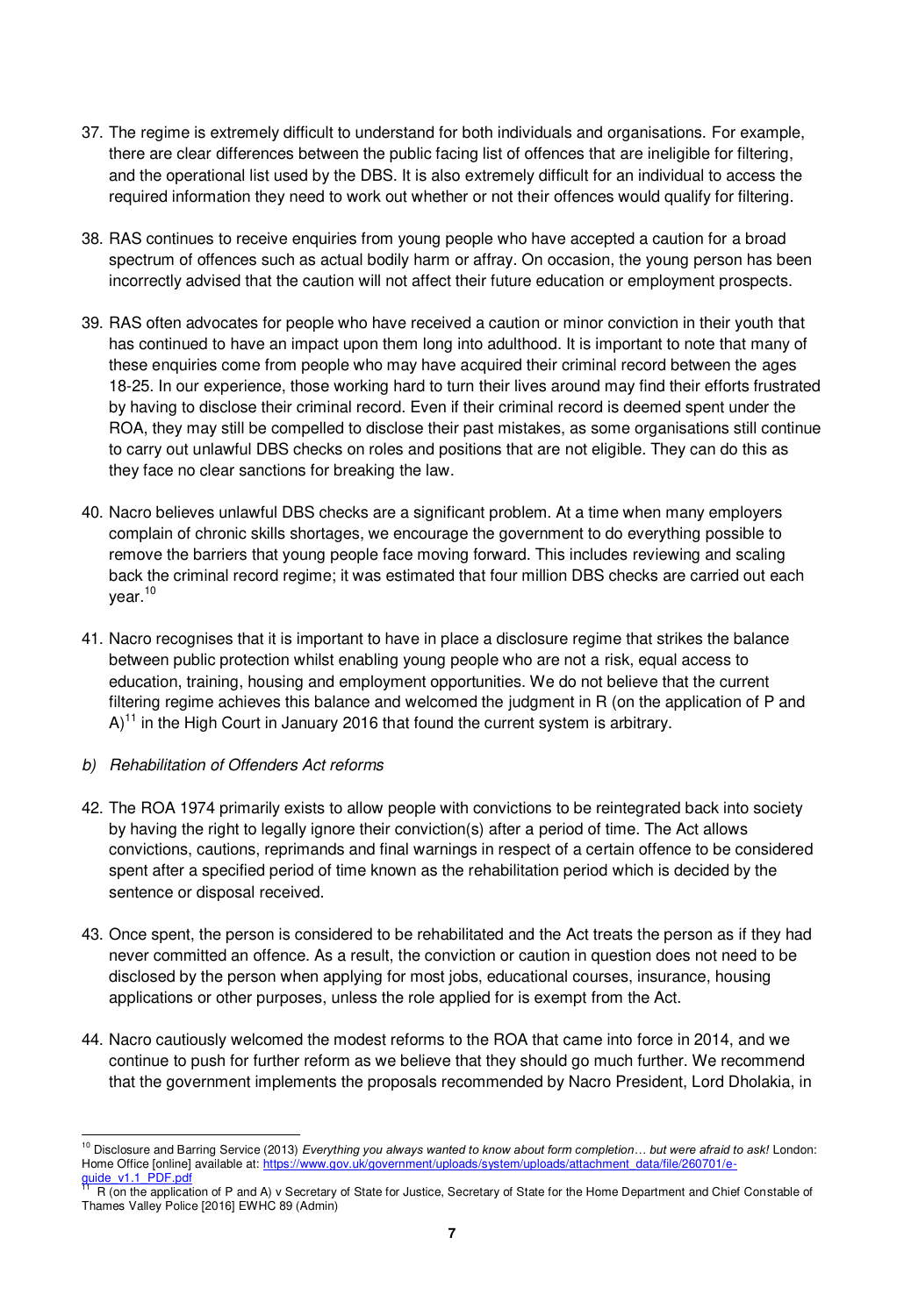37. The regime is extremely difficult to understand for both individuals and organisations. For example, there are clear differences between the public facing list of offences that are ineligible for filtering, and the operational list used by the DBS. It is also extremely difficult for an individual to access the required information they need to work out whether or not their offences would qualify for filtering.

38. RAS continues to receive enquiries from young people who have accepted a caution for a broad spectrum of offences such as actual bodily harm or affray. On occasion, the young person has been incorrectly advised that the caution will not affect their future education or employment prospects.

39. RAS often advocates for people who have received a caution or minor conviction in their youth that has continued to have an impact upon them long into adulthood. It is important to note that many of these enquiries come from people who may have acquired their criminal record between the ages 18-25. In our experience, those working hard to turn their lives around may find their efforts frustrated by having to disclose their criminal record. Even if their criminal record is deemed spent under the ROA, they may still be compelled to disclose their past mistakes, as some organisations still continue to carry out unlawful DBS checks on roles and positions that are not eligible. They can do this as they face no clear sanctions for breaking the law.

40. Nacro believes unlawful DBS checks are a significant problem. At a time when many employers complain of chronic skills shortages, we encourage the government to do everything possible to remove the barriers that young people face moving forward. This includes reviewing and scaling back the criminal record regime; it was estimated that four million DBS checks are carried out each year.[10]

41. Nacro recognises that it is important to have in place a disclosure regime that strikes the balance between public protection whilst enabling young people who are not a risk, equal access to education, training, housing and employment opportunities. We do not believe that the current filtering regime achieves this balance and welcomed the judgment in R (on the application of P and A)[11] in the High Court in January 2016 that found the current system is arbitrary.

*b) Rehabilitation of Offenders Act reforms*

42. The ROA 1974 primarily exists to allow people with convictions to be reintegrated back into society by having the right to legally ignore their conviction(s) after a period of time. The Act allows convictions, cautions, reprimands and final warnings in respect of a certain offence to be considered spent after a specified period of time known as the rehabilitation period which is decided by the sentence or disposal received.

43. Once spent, the person is considered to be rehabilitated and the Act treats the person as if they had never committed an offence. As a result, the conviction or caution in question does not need to be disclosed by the person when applying for most jobs, educational courses, insurance, housing applications or other purposes, unless the role applied for is exempt from the Act.

44. Nacro cautiously welcomed the modest reforms to the ROA that came into force in 2014, and we continue to push for further reform as we believe that they should go much further. We recommend that the government implements the proposals recommended by Nacro President, Lord Dholakia, in

---

[10] Disclosure and Barring Service (2013) *Everything you always wanted to know about form completion… but were afraid to ask!* London: Home Office [online] available at: https://www.gov.uk/government/uploads/system/uploads/attachment_data/file/260701/e-guide_v1.1_PDF.pdf

[11] R (on the application of P and A) v Secretary of State for Justice, Secretary of State for the Home Department and Chief Constable of Thames Valley Police [2016] EWHC 89 (Admin)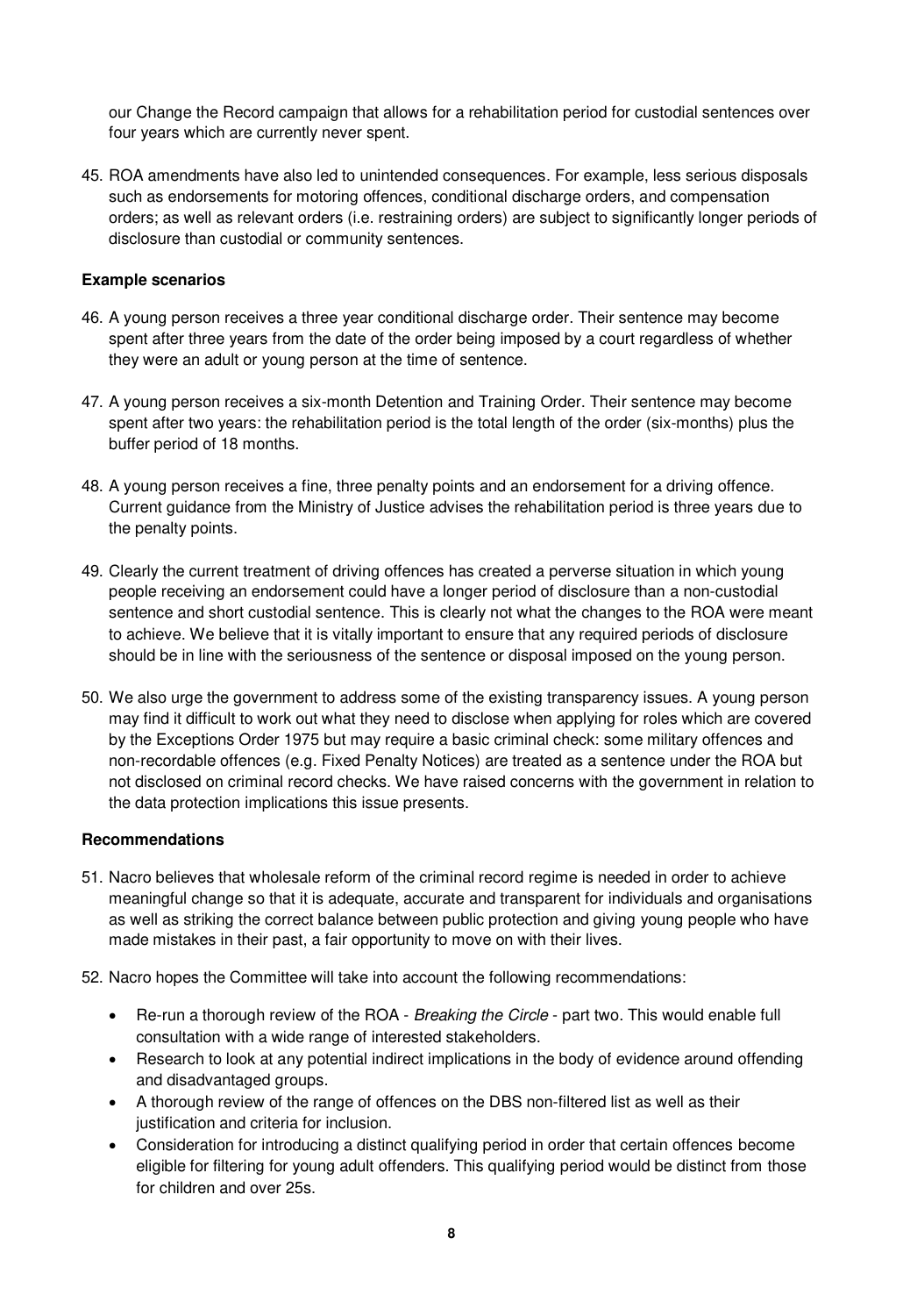our Change the Record campaign that allows for a rehabilitation period for custodial sentences over four years which are currently never spent.

45. ROA amendments have also led to unintended consequences. For example, less serious disposals such as endorsements for motoring offences, conditional discharge orders, and compensation orders; as well as relevant orders (i.e. restraining orders) are subject to significantly longer periods of disclosure than custodial or community sentences.

**Example scenarios**

46. A young person receives a three year conditional discharge order. Their sentence may become spent after three years from the date of the order being imposed by a court regardless of whether they were an adult or young person at the time of sentence.

47. A young person receives a six-month Detention and Training Order. Their sentence may become spent after two years: the rehabilitation period is the total length of the order (six-months) plus the buffer period of 18 months.

48. A young person receives a fine, three penalty points and an endorsement for a driving offence. Current guidance from the Ministry of Justice advises the rehabilitation period is three years due to the penalty points.

49. Clearly the current treatment of driving offences has created a perverse situation in which young people receiving an endorsement could have a longer period of disclosure than a non-custodial sentence and short custodial sentence. This is clearly not what the changes to the ROA were meant to achieve. We believe that it is vitally important to ensure that any required periods of disclosure should be in line with the seriousness of the sentence or disposal imposed on the young person.

50. We also urge the government to address some of the existing transparency issues. A young person may find it difficult to work out what they need to disclose when applying for roles which are covered by the Exceptions Order 1975 but may require a basic criminal check: some military offences and non-recordable offences (e.g. Fixed Penalty Notices) are treated as a sentence under the ROA but not disclosed on criminal record checks. We have raised concerns with the government in relation to the data protection implications this issue presents.

**Recommendations**

51. Nacro believes that wholesale reform of the criminal record regime is needed in order to achieve meaningful change so that it is adequate, accurate and transparent for individuals and organisations as well as striking the correct balance between public protection and giving young people who have made mistakes in their past, a fair opportunity to move on with their lives.

52. Nacro hopes the Committee will take into account the following recommendations:

    - Re-run a thorough review of the ROA - *Breaking the Circle* - part two. This would enable full consultation with a wide range of interested stakeholders.
    - Research to look at any potential indirect implications in the body of evidence around offending and disadvantaged groups.
    - A thorough review of the range of offences on the DBS non-filtered list as well as their justification and criteria for inclusion.
    - Consideration for introducing a distinct qualifying period in order that certain offences become eligible for filtering for young adult offenders. This qualifying period would be distinct from those for children and over 25s.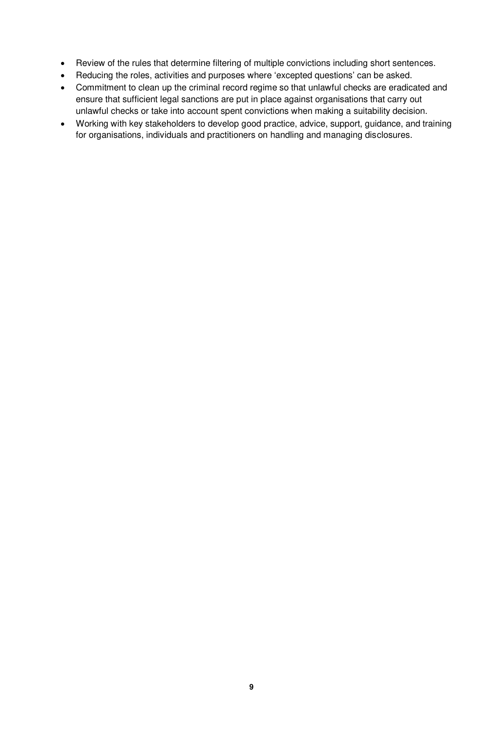- Review of the rules that determine filtering of multiple convictions including short sentences.
- Reducing the roles, activities and purposes where 'excepted questions' can be asked.
- Commitment to clean up the criminal record regime so that unlawful checks are eradicated and ensure that sufficient legal sanctions are put in place against organisations that carry out unlawful checks or take into account spent convictions when making a suitability decision.
- Working with key stakeholders to develop good practice, advice, support, guidance, and training for organisations, individuals and practitioners on handling and managing disclosures.